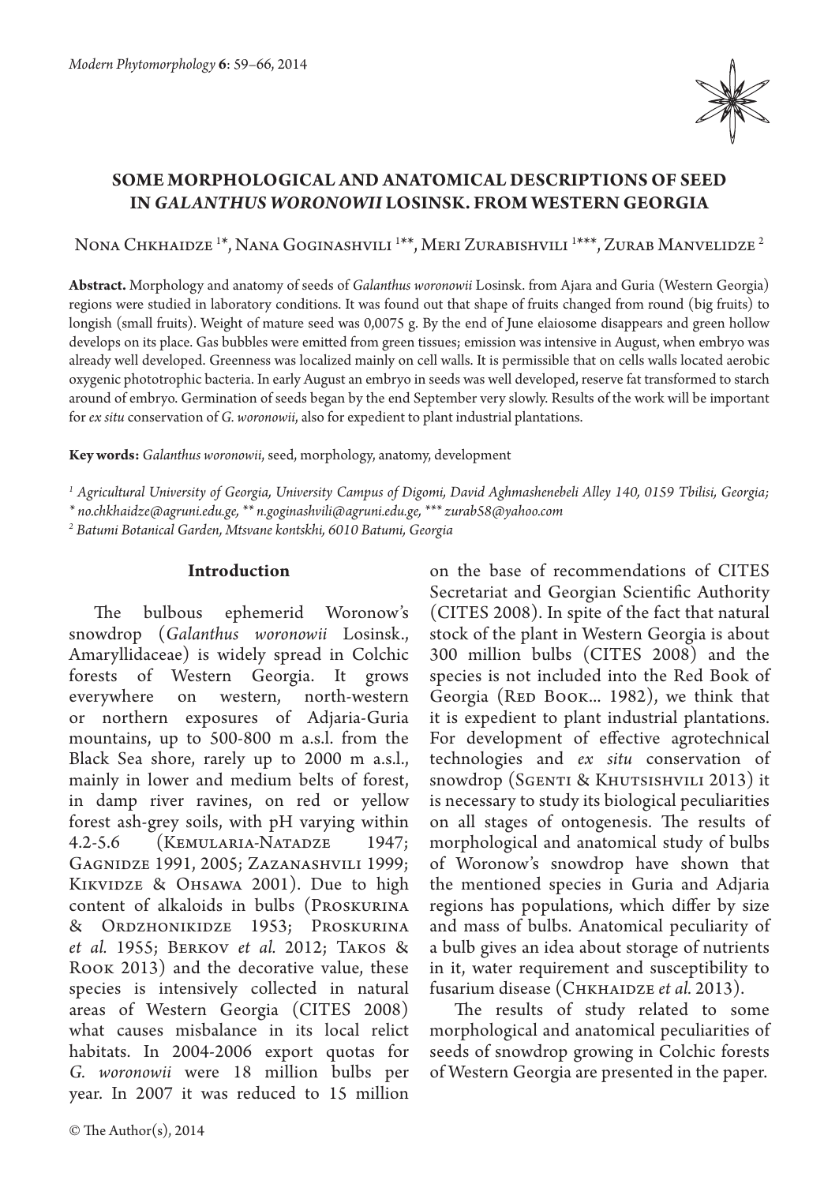# SOME MORPHOLOGICAL AND ANATOMICAL DESCRIPTIONS OF SEED IN *GALANTHUS WORONOWII* LOSINSK. FROM WESTERN GEORGIA

Nona Chkhaidze [1*], Nana Goginashvili [1**], Meri Zurabishvili [1***], Zurab Manvelidze [2]

**Abstract.** Morphology and anatomy of seeds of *Galanthus woronowii* Losinsk. from Ajara and Guria (Western Georgia) regions were studied in laboratory conditions. It was found out that shape of fruits changed from round (big fruits) to longish (small fruits). Weight of mature seed was 0,0075 g. By the end of June elaiosome disappears and green hollow develops on its place. Gas bubbles were emitted from green tissues; emission was intensive in August, when embryo was already well developed. Greenness was localized mainly on cell walls. It is permissible that on cells walls located aerobic oxygenic phototrophic bacteria. In early August an embryo in seeds was well developed, reserve fat transformed to starch around of embryo. Germination of seeds began by the end September very slowly. Results of the work will be important for *ex situ* conservation of *G. woronowii*, also for expedient to plant industrial plantations.

**Key words:** *Galanthus woronowii*, seed, morphology, anatomy, development

[1] *Agricultural University of Georgia, University Campus of Digomi, David Aghmashenebeli Alley 140, 0159 Tbilisi, Georgia;*
*\* no.chkhaidze@agruni.edu.ge, \*\* n.goginashvili@agruni.edu.ge, \*\*\* zurab58@yahoo.com*
[2] *Batumi Botanical Garden, Mtsvane kontskhi, 6010 Batumi, Georgia*

## Introduction

The bulbous ephemerid Woronow's snowdrop (*Galanthus woronowii* Losinsk., Amaryllidaceae) is widely spread in Colchic forests of Western Georgia. It grows everywhere on western, north-western or northern exposures of Adjaria-Guria mountains, up to 500-800 m a.s.l. from the Black Sea shore, rarely up to 2000 m a.s.l., mainly in lower and medium belts of forest, in damp river ravines, on red or yellow forest ash-grey soils, with pH varying within 4.2-5.6 (Kemularia-Natadze 1947; Gagnidze 1991, 2005; Zazanashvili 1999; Kikvidze & Ohsawa 2001). Due to high content of alkaloids in bulbs (Proskurina & Ordzhonikidze 1953; Proskurina *et al.* 1955; Berkov *et al.* 2012; Takos & Rook 2013) and the decorative value, these species is intensively collected in natural areas of Western Georgia (CITES 2008) what causes misbalance in its local relict habitats. In 2004-2006 export quotas for *G. woronowii* were 18 million bulbs per year. In 2007 it was reduced to 15 million on the base of recommendations of CITES Secretariat and Georgian Scientific Authority (CITES 2008). In spite of the fact that natural stock of the plant in Western Georgia is about 300 million bulbs (CITES 2008) and the species is not included into the Red Book of Georgia (Red Book... 1982), we think that it is expedient to plant industrial plantations. For development of effective agrotechnical technologies and *ex situ* conservation of snowdrop (Sgenti & Khutsishvili 2013) it is necessary to study its biological peculiarities on all stages of ontogenesis. The results of morphological and anatomical study of bulbs of Woronow's snowdrop have shown that the mentioned species in Guria and Adjaria regions has populations, which differ by size and mass of bulbs. Anatomical peculiarity of a bulb gives an idea about storage of nutrients in it, water requirement and susceptibility to fusarium disease (Chkhaidze *et al.* 2013).

The results of study related to some morphological and anatomical peculiarities of seeds of snowdrop growing in Colchic forests of Western Georgia are presented in the paper.

© The Author(s), 2014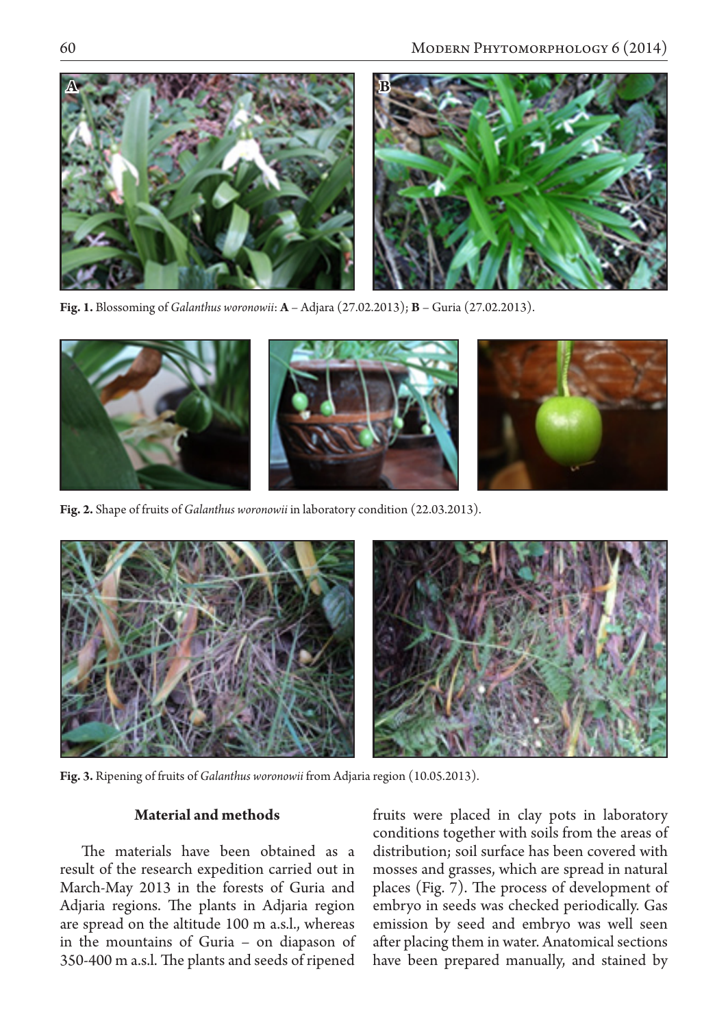Fig. 1. Blossoming of *Galanthus woronowii*: **A** – Adjara (27.02.2013); **B** – Guria (27.02.2013).

Fig. 2. Shape of fruits of *Galanthus woronowii* in laboratory condition (22.03.2013).

Fig. 3. Ripening of fruits of *Galanthus woronowii* from Adjaria region (10.05.2013).

## Material and methods

The materials have been obtained as a result of the research expedition carried out in March-May 2013 in the forests of Guria and Adjaria regions. The plants in Adjaria region are spread on the altitude 100 m a.s.l., whereas in the mountains of Guria – on diapason of 350-400 m a.s.l. The plants and seeds of ripened fruits were placed in clay pots in laboratory conditions together with soils from the areas of distribution; soil surface has been covered with mosses and grasses, which are spread in natural places (Fig. 7). The process of development of embryo in seeds was checked periodically. Gas emission by seed and embryo was well seen after placing them in water. Anatomical sections have been prepared manually, and stained by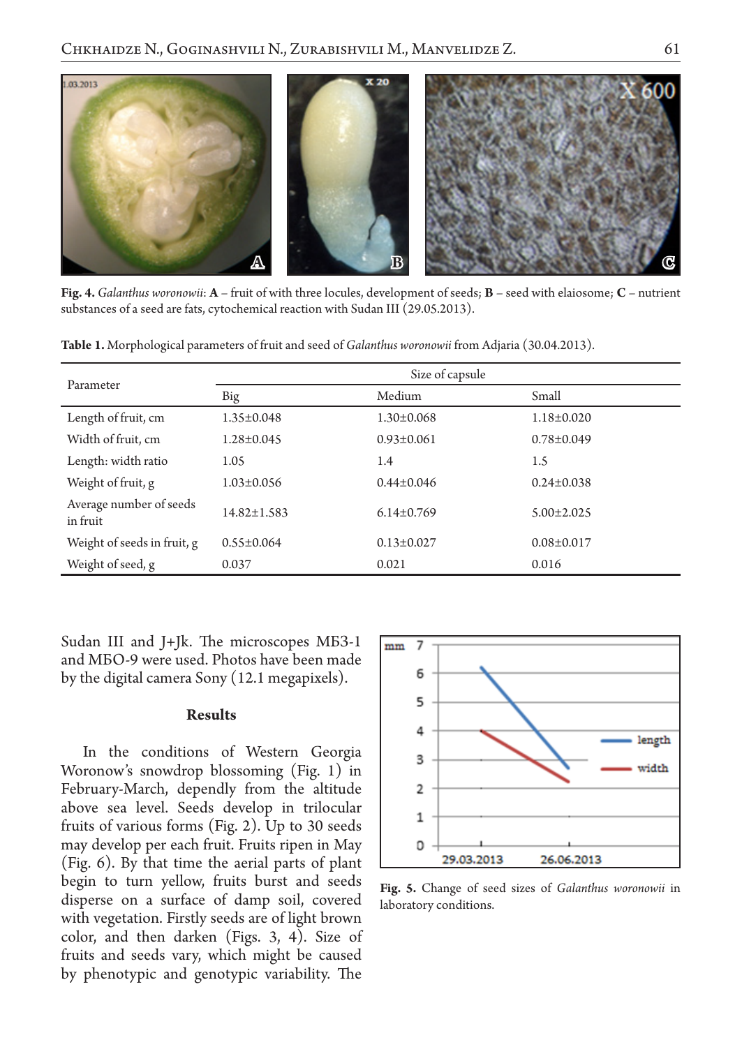**Fig. 4.** *Galanthus woronowii*: **A** – fruit of with three locules, development of seeds; **B** – seed with elaiosome; **C** – nutrient substances of a seed are fats, cytochemical reaction with Sudan III (29.05.2013).

**Table 1.** Morphological parameters of fruit and seed of *Galanthus woronowii* from Adjaria (30.04.2013).

| Parameter | Size of capsule | | |
|---|---|---|---|
| | Big | Medium | Small |
| Length of fruit, cm | 1.35±0.048 | 1.30±0.068 | 1.18±0.020 |
| Width of fruit, cm | 1.28±0.045 | 0.93±0.061 | 0.78±0.049 |
| Length: width ratio | 1.05 | 1.4 | 1.5 |
| Weight of fruit, g | 1.03±0.056 | 0.44±0.046 | 0.24±0.038 |
| Average number of seeds in fruit | 14.82±1.583 | 6.14±0.769 | 5.00±2.025 |
| Weight of seeds in fruit, g | 0.55±0.064 | 0.13±0.027 | 0.08±0.017 |
| Weight of seed, g | 0.037 | 0.021 | 0.016 |

Sudan III and J+Jk. The microscopes МБЗ-1 and МБО-9 were used. Photos have been made by the digital camera Sony (12.1 megapixels).

## Results

In the conditions of Western Georgia Woronow's snowdrop blossoming (Fig. 1) in February-March, dependly from the altitude above sea level. Seeds develop in trilocular fruits of various forms (Fig. 2). Up to 30 seeds may develop per each fruit. Fruits ripen in May (Fig. 6). By that time the aerial parts of plant begin to turn yellow, fruits burst and seeds disperse on a surface of damp soil, covered with vegetation. Firstly seeds are of light brown color, and then darken (Figs. 3, 4). Size of fruits and seeds vary, which might be caused by phenotypic and genotypic variability. The

**Fig. 5.** Change of seed sizes of *Galanthus woronowii* in laboratory conditions.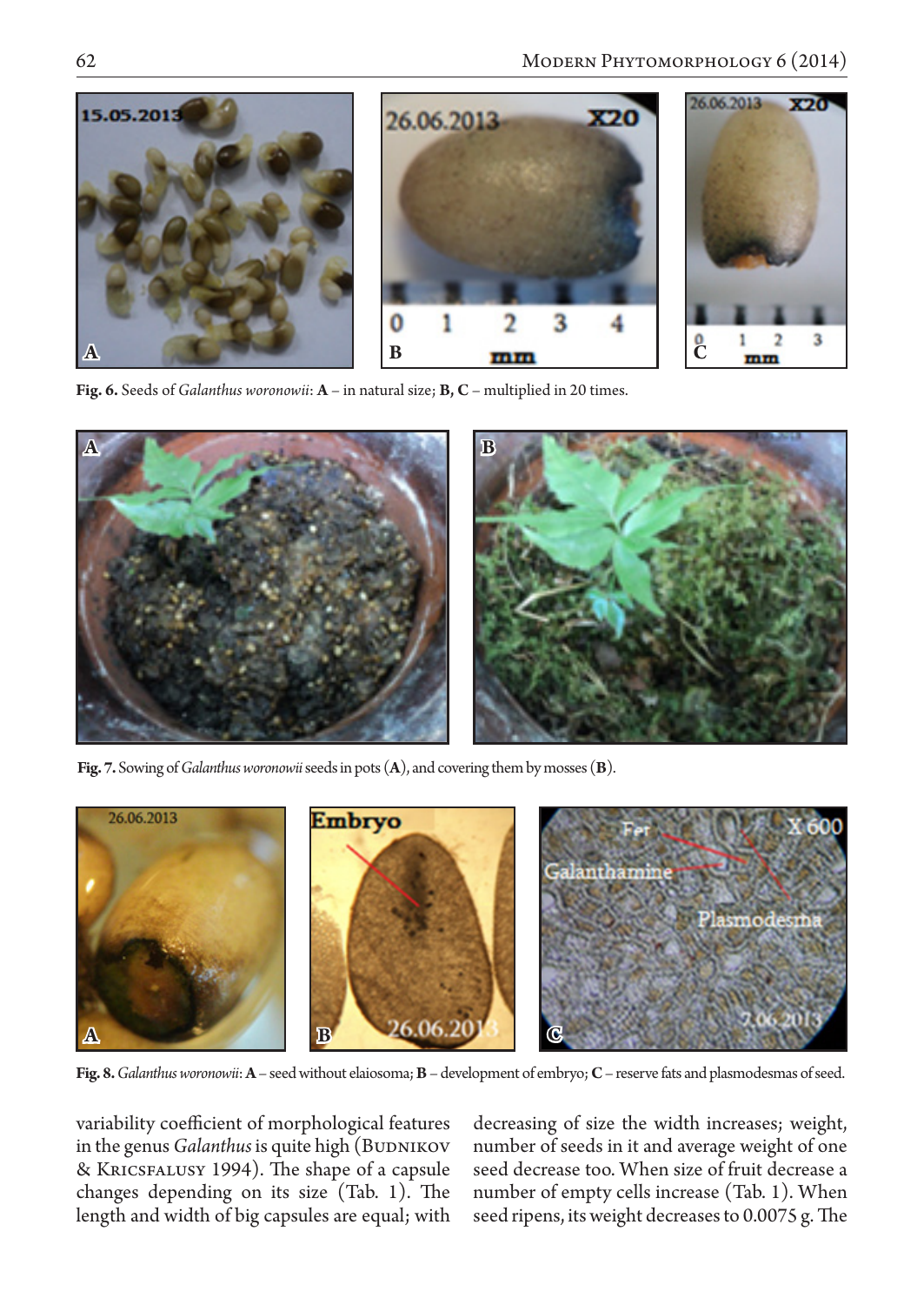**Fig. 6.** Seeds of *Galanthus woronowii*: **A** – in natural size; **B, C** – multiplied in 20 times.

**Fig. 7.** Sowing of *Galanthus woronowii* seeds in pots (**A**), and covering them by mosses (**B**).

**Fig. 8.** *Galanthus woronowii*: **A** – seed without elaiosoma; **B** – development of embryo; **C** – reserve fats and plasmodesmas of seed.

variability coefficient of morphological features in the genus *Galanthus* is quite high (Budnikov & Kricsfalusy 1994). The shape of a capsule changes depending on its size (Tab. 1). The length and width of big capsules are equal; with decreasing of size the width increases; weight, number of seeds in it and average weight of one seed decrease too. When size of fruit decrease a number of empty cells increase (Tab. 1). When seed ripens, its weight decreases to 0.0075 g. The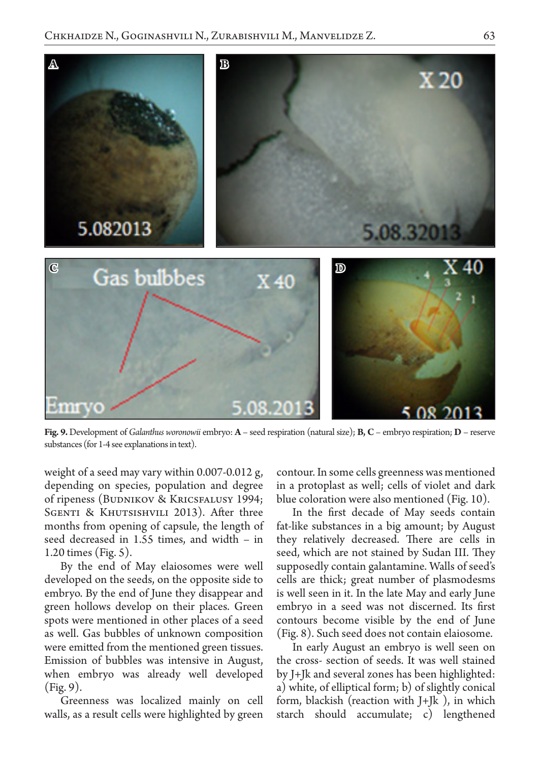**Fig. 9.** Development of *Galanthus woronowii* embryo: **A** – seed respiration (natural size); **B, C** – embryo respiration; **D** – reserve substances (for 1-4 see explanations in text).

weight of a seed may vary within 0.007-0.012 g, depending on species, population and degree of ripeness (Budnikov & Kricsfalusy 1994; Sgenti & Khutsishvili 2013). After three months from opening of capsule, the length of seed decreased in 1.55 times, and width – in 1.20 times (Fig. 5).

By the end of May elaiosomes were well developed on the seeds, on the opposite side to embryo. By the end of June they disappear and green hollows develop on their places. Green spots were mentioned in other places of a seed as well. Gas bubbles of unknown composition were emitted from the mentioned green tissues. Emission of bubbles was intensive in August, when embryo was already well developed (Fig. 9).

Greenness was localized mainly on cell walls, as a result cells were highlighted by green contour. In some cells greenness was mentioned in a protoplast as well; cells of violet and dark blue coloration were also mentioned (Fig. 10).

In the first decade of May seeds contain fat-like substances in a big amount; by August they relatively decreased. There are cells in seed, which are not stained by Sudan III. They supposedly contain galantamine. Walls of seed's cells are thick; great number of plasmodesms is well seen in it. In the late May and early June embryo in a seed was not discerned. Its first contours become visible by the end of June (Fig. 8). Such seed does not contain elaiosome.

In early August an embryo is well seen on the cross- section of seeds. It was well stained by J+Jk and several zones has been highlighted: a) white, of elliptical form; b) of slightly conical form, blackish (reaction with J+Jk ), in which starch should accumulate; c) lengthened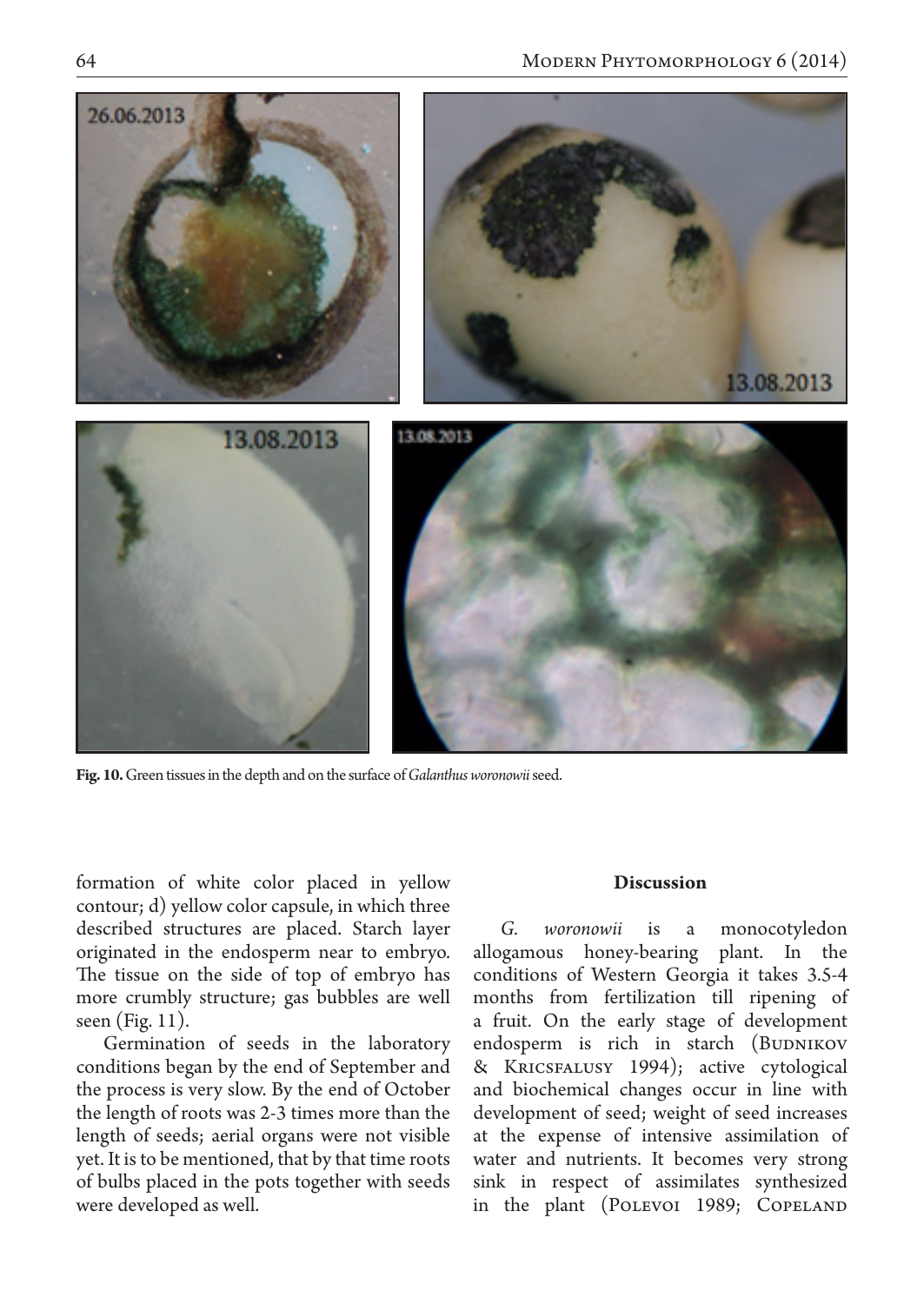**Fig. 10.** Green tissues in the depth and on the surface of *Galanthus woronowii* seed.

formation of white color placed in yellow contour; d) yellow color capsule, in which three described structures are placed. Starch layer originated in the endosperm near to embryo. The tissue on the side of top of embryo has more crumbly structure; gas bubbles are well seen (Fig. 11).

Germination of seeds in the laboratory conditions began by the end of September and the process is very slow. By the end of October the length of roots was 2-3 times more than the length of seeds; aerial organs were not visible yet. It is to be mentioned, that by that time roots of bulbs placed in the pots together with seeds were developed as well.

## Discussion

*G. woronowii* is a monocotyledon allogamous honey-bearing plant. In the conditions of Western Georgia it takes 3.5-4 months from fertilization till ripening of a fruit. On the early stage of development endosperm is rich in starch (Budnikov & Kricsfalusy 1994); active cytological and biochemical changes occur in line with development of seed; weight of seed increases at the expense of intensive assimilation of water and nutrients. It becomes very strong sink in respect of assimilates synthesized in the plant (Polevoi 1989; Copeland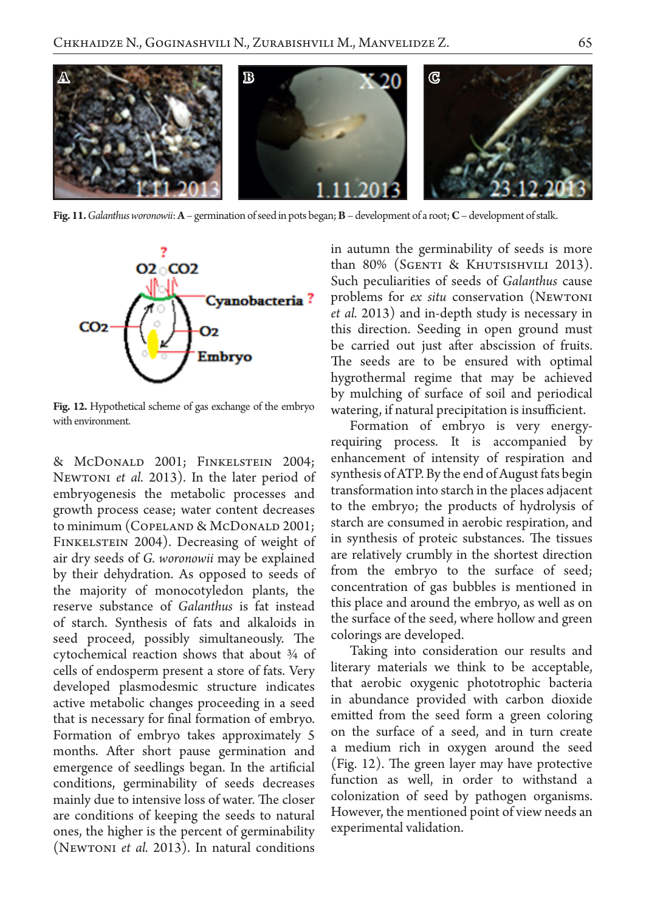**Fig. 11.** *Galanthus woronowii*: **A** – germination of seed in pots began; **B** – development of a root; **C** – development of stalk.

**Fig. 12.** Hypothetical scheme of gas exchange of the embryo with environment.

& McDonald 2001; Finkelstein 2004; Newtoni *et al.* 2013). In the later period of embryogenesis the metabolic processes and growth process cease; water content decreases to minimum (Copeland & McDonald 2001; Finkelstein 2004). Decreasing of weight of air dry seeds of *G. woronowii* may be explained by their dehydration. As opposed to seeds of the majority of monocotyledon plants, the reserve substance of *Galanthus* is fat instead of starch. Synthesis of fats and alkaloids in seed proceed, possibly simultaneously. The cytochemical reaction shows that about ¾ of cells of endosperm present a store of fats. Very developed plasmodesmic structure indicates active metabolic changes proceeding in a seed that is necessary for final formation of embryo. Formation of embryo takes approximately 5 months. After short pause germination and emergence of seedlings began. In the artificial conditions, germinability of seeds decreases mainly due to intensive loss of water. The closer are conditions of keeping the seeds to natural ones, the higher is the percent of germinability (Newtoni *et al.* 2013). In natural conditions in autumn the germinability of seeds is more than 80% (Sgenti & Khutsishvili 2013). Such peculiarities of seeds of *Galanthus* cause problems for *ex situ* conservation (Newtoni *et al.* 2013) and in-depth study is necessary in this direction. Seeding in open ground must be carried out just after abscission of fruits. The seeds are to be ensured with optimal hygrothermal regime that may be achieved by mulching of surface of soil and periodical watering, if natural precipitation is insufficient.

Formation of embryo is very energy-requiring process. It is accompanied by enhancement of intensity of respiration and synthesis of ATP. By the end of August fats begin transformation into starch in the places adjacent to the embryo; the products of hydrolysis of starch are consumed in aerobic respiration, and in synthesis of proteic substances. The tissues are relatively crumbly in the shortest direction from the embryo to the surface of seed; concentration of gas bubbles is mentioned in this place and around the embryo, as well as on the surface of the seed, where hollow and green colorings are developed.

Taking into consideration our results and literary materials we think to be acceptable, that aerobic oxygenic phototrophic bacteria in abundance provided with carbon dioxide emitted from the seed form a green coloring on the surface of a seed, and in turn create a medium rich in oxygen around the seed (Fig. 12). The green layer may have protective function as well, in order to withstand a colonization of seed by pathogen organisms. However, the mentioned point of view needs an experimental validation.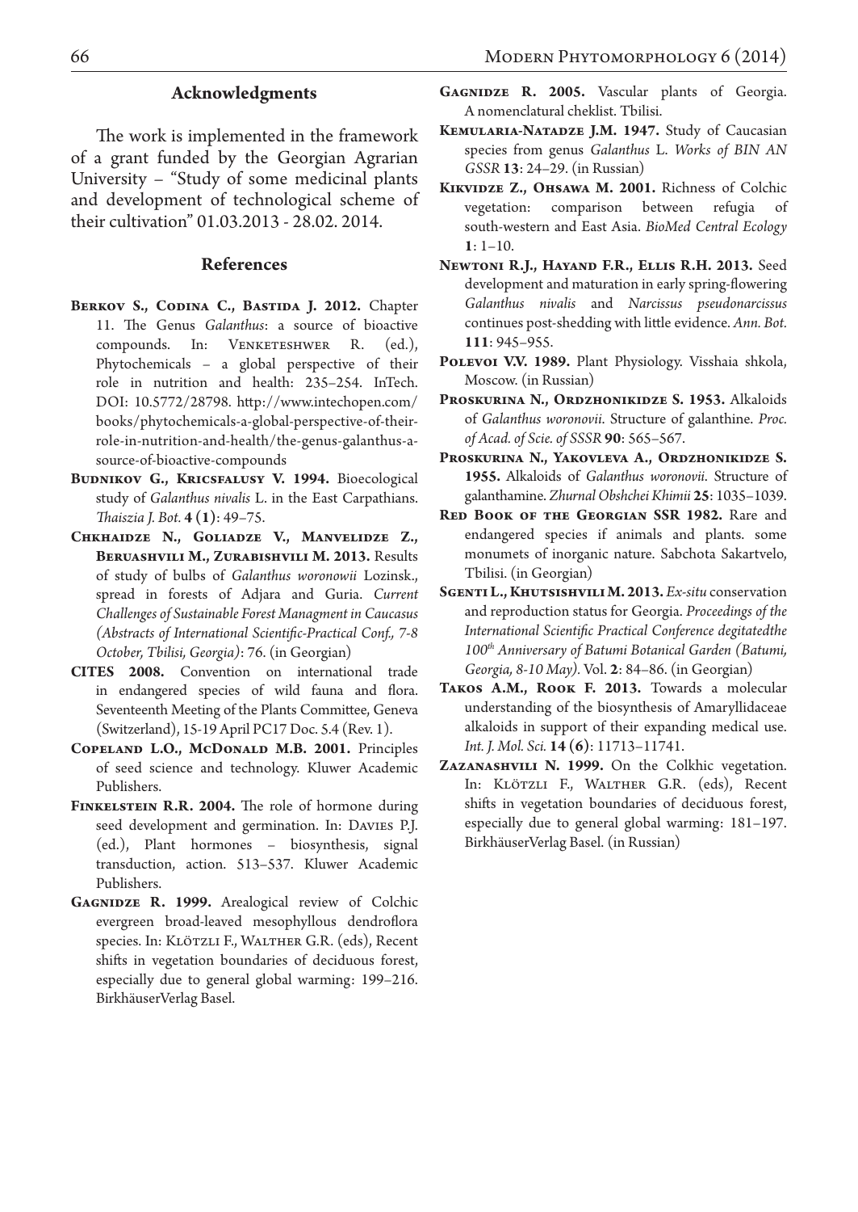## Acknowledgments

The work is implemented in the framework of a grant funded by the Georgian Agrarian University – "Study of some medicinal plants and development of technological scheme of their cultivation" 01.03.2013 - 28.02. 2014.

## References

**Berkov S., Codina C., Bastida J. 2012.** Chapter 11. The Genus *Galanthus*: a source of bioactive compounds. In: Venketeshwer R. (ed.), Phytochemicals – a global perspective of their role in nutrition and health: 235–254. InTech. DOI: 10.5772/28798. http://www.intechopen.com/books/phytochemicals-a-global-perspective-of-their-role-in-nutrition-and-health/the-genus-galanthus-a-source-of-bioactive-compounds

**Budnikov G., Kricsfalusy V. 1994.** Bioecological study of *Galanthus nivalis* L. in the East Carpathians. *Thaiszia J. Bot.* **4 (1)**: 49–75.

**Chkhaidze N., Goliadze V., Manvelidze Z., Beruashvili M., Zurabishvili M. 2013.** Results of study of bulbs of *Galanthus woronowii* Lozinsk., spread in forests of Adjara and Guria. *Current Challenges of Sustainable Forest Managment in Caucasus (Abstracts of International Scientific-Practical Conf., 7-8 October, Tbilisi, Georgia)*: 76. (in Georgian)

**CITES 2008.** Convention on international trade in endangered species of wild fauna and flora. Seventeenth Meeting of the Plants Committee, Geneva (Switzerland), 15-19 April PC17 Doc. 5.4 (Rev. 1).

**Copeland L.O., McDonald M.B. 2001.** Principles of seed science and technology. Kluwer Academic Publishers.

**Finkelstein R.R. 2004.** The role of hormone during seed development and germination. In: Davies P.J. (ed.), Plant hormones – biosynthesis, signal transduction, action. 513–537. Kluwer Academic Publishers.

**Gagnidze R. 1999.** Arealogical review of Colchic evergreen broad-leaved mesophyllous dendroflora species. In: Klötzli F., Walther G.R. (eds), Recent shifts in vegetation boundaries of deciduous forest, especially due to general global warming: 199–216. BirkhäuserVerlag Basel.

**Gagnidze R. 2005.** Vascular plants of Georgia. A nomenclatural cheklist. Tbilisi.

**Kemularia-Natadze J.M. 1947.** Study of Caucasian species from genus *Galanthus* L. *Works of BIN AN GSSR* **13**: 24–29. (in Russian)

**Kikvidze Z., Ohsawa M. 2001.** Richness of Colchic vegetation: comparison between refugia of south-western and East Asia. *BioMed Central Ecology* **1**: 1–10.

**Newtoni R.J., Hayand F.R., Ellis R.H. 2013.** Seed development and maturation in early spring-flowering *Galanthus nivalis* and *Narcissus pseudonarcissus* continues post-shedding with little evidence. *Ann. Bot.* **111**: 945–955.

**Polevoi V.V. 1989.** Plant Physiology. Visshaia shkola, Moscow. (in Russian)

**Proskurina N., Ordzhonikidze S. 1953.** Alkaloids of *Galanthus woronovii*. Structure of galanthine. *Proc. of Acad. of Scie. of SSSR* **90**: 565–567.

**Proskurina N., Yakovleva A., Ordzhonikidze S. 1955.** Alkaloids of *Galanthus woronovii*. Structure of galanthamine. *Zhurnal Obshchei Khimii* **25**: 1035–1039.

**Red Book of the Georgian SSR 1982.** Rare and endangered species if animals and plants. some monumets of inorganic nature. Sabchota Sakartvelo, Tbilisi. (in Georgian)

**Sgenti L., Khutsishvili M. 2013.** *Ex-situ* conservation and reproduction status for Georgia. *Proceedings of the International Scientific Practical Conference degitatedthe 100th Anniversary of Batumi Botanical Garden (Batumi, Georgia, 8-10 May)*. Vol. **2**: 84–86. (in Georgian)

**Takos A.M., Rook F. 2013.** Towards a molecular understanding of the biosynthesis of Amaryllidaceae alkaloids in support of their expanding medical use. *Int. J. Mol. Sci.* **14 (6)**: 11713–11741.

**Zazanashvili N. 1999.** On the Colkhic vegetation. In: Klötzli F., Walther G.R. (eds), Recent shifts in vegetation boundaries of deciduous forest, especially due to general global warming: 181–197. BirkhäuserVerlag Basel. (in Russian)